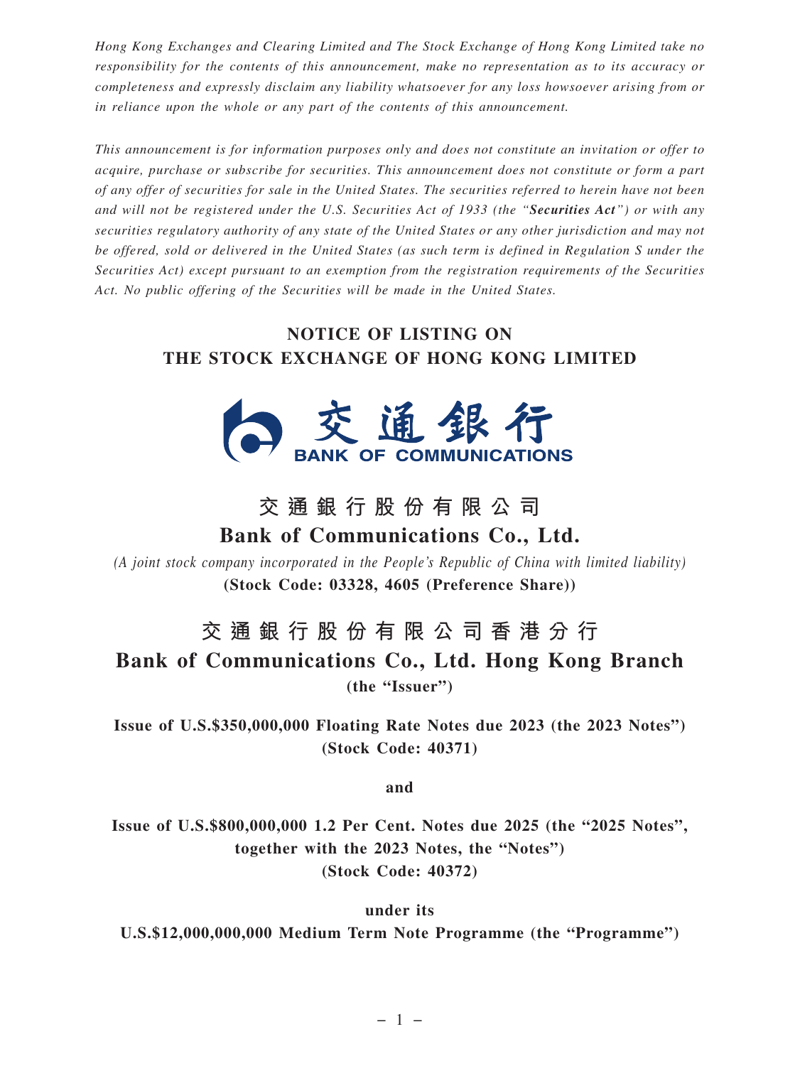*Hong Kong Exchanges and Clearing Limited and The Stock Exchange of Hong Kong Limited take no responsibility for the contents of this announcement, make no representation as to its accuracy or completeness and expressly disclaim any liability whatsoever for any loss howsoever arising from or in reliance upon the whole or any part of the contents of this announcement.*

*This announcement is for information purposes only and does not constitute an invitation or offer to acquire, purchase or subscribe for securities. This announcement does not constitute or form a part of any offer of securities for sale in the United States. The securities referred to herein have not been and will not be registered under the U.S. Securities Act of 1933 (the "**Securities Act**") or with any securities regulatory authority of any state of the United States or any other jurisdiction and may not be offered, sold or delivered in the United States (as such term is defined in Regulation S under the Securities Act) except pursuant to an exemption from the registration requirements of the Securities Act. No public offering of the Securities will be made in the United States.*

# NOTICE OF LISTING ON THE STOCK EXCHANGE OF HONG KONG LIMITED

交通銀行 BANK OF COMMUNICATIONS

## 交通銀行股份有限公司
## Bank of Communications Co., Ltd.

*(A joint stock company incorporated in the People's Republic of China with limited liability)*

**(Stock Code: 03328, 4605 (Preference Share))**

## 交通銀行股份有限公司香港分行
## Bank of Communications Co., Ltd. Hong Kong Branch

**(the "Issuer")**

**Issue of U.S.$350,000,000 Floating Rate Notes due 2023 (the 2023 Notes")**
**(Stock Code: 40371)**

**and**

**Issue of U.S.$800,000,000 1.2 Per Cent. Notes due 2025 (the "2025 Notes", together with the 2023 Notes, the "Notes")**
**(Stock Code: 40372)**

**under its**
**U.S.$12,000,000,000 Medium Term Note Programme (the "Programme")**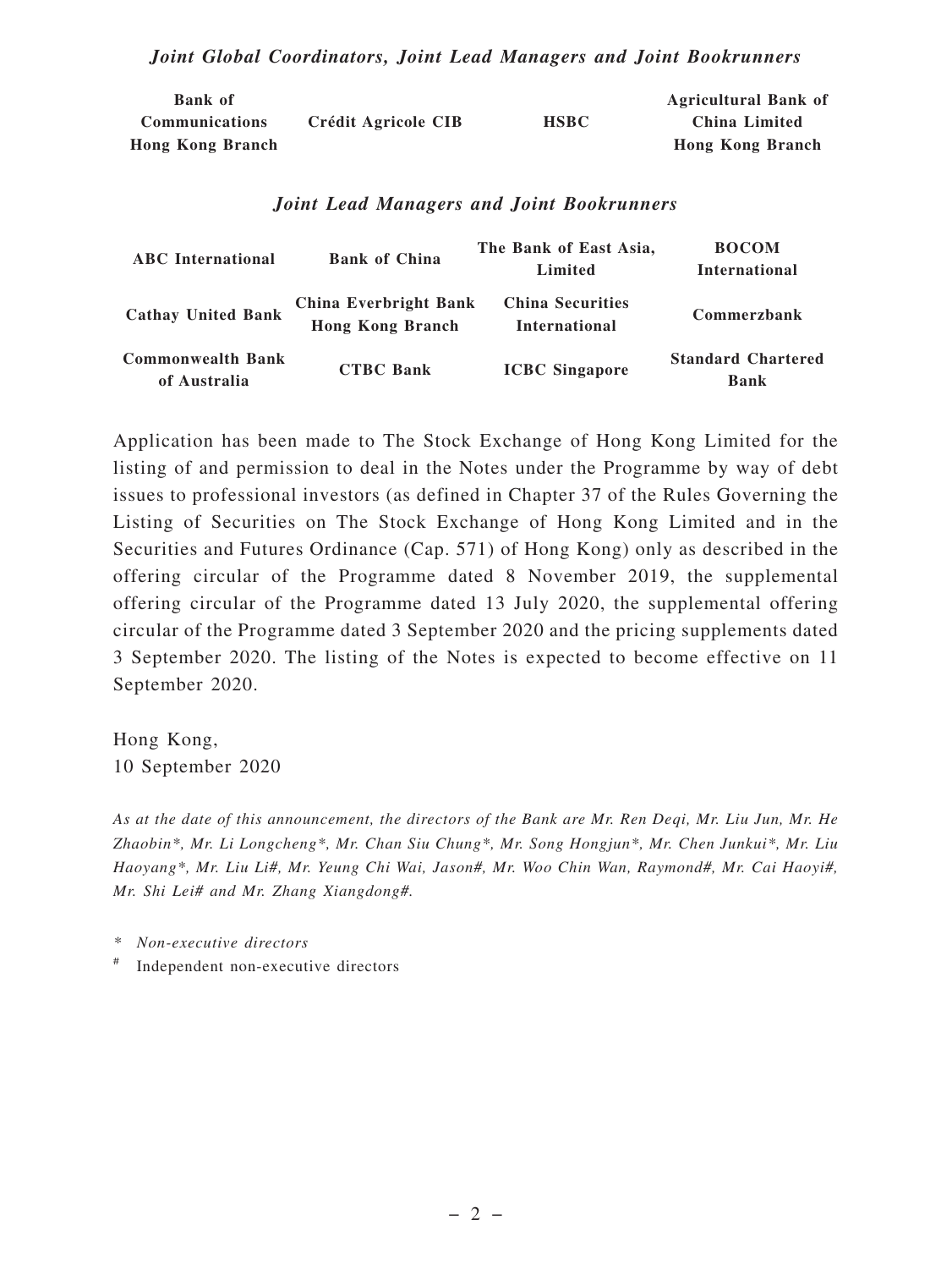***Joint Global Coordinators, Joint Lead Managers and Joint Bookrunners***

| | | | |
|---|---|---|---|
| **Bank of Communications Hong Kong Branch** | **Crédit Agricole CIB** | **HSBC** | **Agricultural Bank of China Limited Hong Kong Branch** |

***Joint Lead Managers and Joint Bookrunners***

| | | | |
|---|---|---|---|
| **ABC International** | **Bank of China** | **The Bank of East Asia, Limited** | **BOCOM International** |
| **Cathay United Bank** | **China Everbright Bank Hong Kong Branch** | **China Securities International** | **Commerzbank** |
| **Commonwealth Bank of Australia** | **CTBC Bank** | **ICBC Singapore** | **Standard Chartered Bank** |

Application has been made to The Stock Exchange of Hong Kong Limited for the listing of and permission to deal in the Notes under the Programme by way of debt issues to professional investors (as defined in Chapter 37 of the Rules Governing the Listing of Securities on The Stock Exchange of Hong Kong Limited and in the Securities and Futures Ordinance (Cap. 571) of Hong Kong) only as described in the offering circular of the Programme dated 8 November 2019, the supplemental offering circular of the Programme dated 13 July 2020, the supplemental offering circular of the Programme dated 3 September 2020 and the pricing supplements dated 3 September 2020. The listing of the Notes is expected to become effective on 11 September 2020.

Hong Kong,
10 September 2020

*As at the date of this announcement, the directors of the Bank are Mr. Ren Deqi, Mr. Liu Jun, Mr. He Zhaobin*, Mr. Li Longcheng*, Mr. Chan Siu Chung*, Mr. Song Hongjun*, Mr. Chen Junkui*, Mr. Liu Haoyang*, Mr. Liu Li#, Mr. Yeung Chi Wai, Jason#, Mr. Woo Chin Wan, Raymond#, Mr. Cai Haoyi#, Mr. Shi Lei# and Mr. Zhang Xiangdong#.*

\* *Non-executive directors*

\# Independent non-executive directors